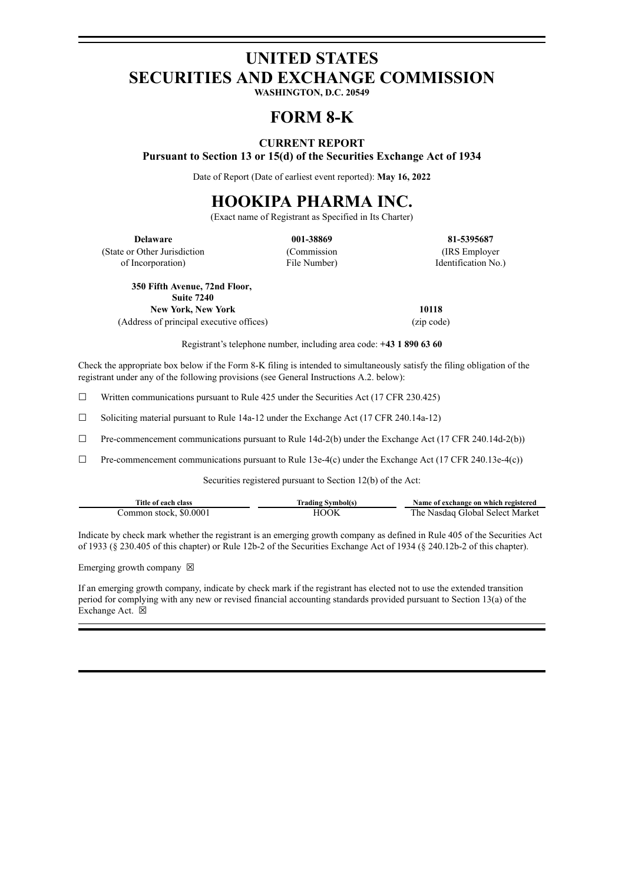# UNITED STATES
# SECURITIES AND EXCHANGE COMMISSION

**WASHINGTON, D.C. 20549**

# FORM 8-K

**CURRENT REPORT**
**Pursuant to Section 13 or 15(d) of the Securities Exchange Act of 1934**

Date of Report (Date of earliest event reported): **May 16, 2022**

# HOOKIPA PHARMA INC.

(Exact name of Registrant as Specified in Its Charter)

| **Delaware** | **001-38869** | **81-5395687** |
|---|---|---|
| (State or Other Jurisdiction of Incorporation) | (Commission File Number) | (IRS Employer Identification No.) |

| **350 Fifth Avenue, 72nd Floor, Suite 7240 New York, New York** | **10118** |
|---|---|
| (Address of principal executive offices) | (zip code) |

Registrant's telephone number, including area code: **+43 1 890 63 60**

Check the appropriate box below if the Form 8-K filing is intended to simultaneously satisfy the filing obligation of the registrant under any of the following provisions (see General Instructions A.2. below):

☐ Written communications pursuant to Rule 425 under the Securities Act (17 CFR 230.425)

☐ Soliciting material pursuant to Rule 14a-12 under the Exchange Act (17 CFR 240.14a-12)

☐ Pre-commencement communications pursuant to Rule 14d-2(b) under the Exchange Act (17 CFR 240.14d-2(b))

☐ Pre-commencement communications pursuant to Rule 13e-4(c) under the Exchange Act (17 CFR 240.13e-4(c))

Securities registered pursuant to Section 12(b) of the Act:

| Title of each class | Trading Symbol(s) | Name of exchange on which registered |
|---|---|---|
| Common stock, $0.0001 | HOOK | The Nasdaq Global Select Market |

Indicate by check mark whether the registrant is an emerging growth company as defined in Rule 405 of the Securities Act of 1933 (§ 230.405 of this chapter) or Rule 12b-2 of the Securities Exchange Act of 1934 (§ 240.12b-2 of this chapter).

Emerging growth company ☒

If an emerging growth company, indicate by check mark if the registrant has elected not to use the extended transition period for complying with any new or revised financial accounting standards provided pursuant to Section 13(a) of the Exchange Act. ☒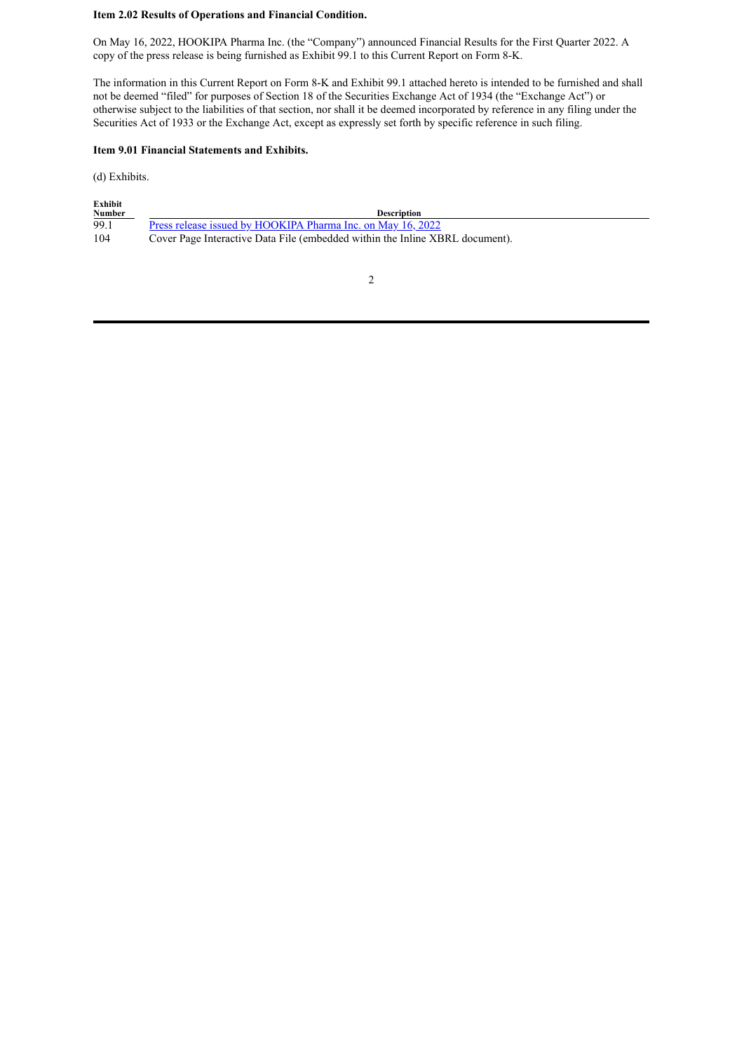**Item 2.02 Results of Operations and Financial Condition.**

On May 16, 2022, HOOKIPA Pharma Inc. (the "Company") announced Financial Results for the First Quarter 2022. A copy of the press release is being furnished as Exhibit 99.1 to this Current Report on Form 8-K.

The information in this Current Report on Form 8-K and Exhibit 99.1 attached hereto is intended to be furnished and shall not be deemed "filed" for purposes of Section 18 of the Securities Exchange Act of 1934 (the "Exchange Act") or otherwise subject to the liabilities of that section, nor shall it be deemed incorporated by reference in any filing under the Securities Act of 1933 or the Exchange Act, except as expressly set forth by specific reference in such filing.

**Item 9.01 Financial Statements and Exhibits.**

(d) Exhibits.

| Exhibit Number | Description |
|---|---|
| 99.1 | Press release issued by HOOKIPA Pharma Inc. on May 16, 2022 |
| 104 | Cover Page Interactive Data File (embedded within the Inline XBRL document). |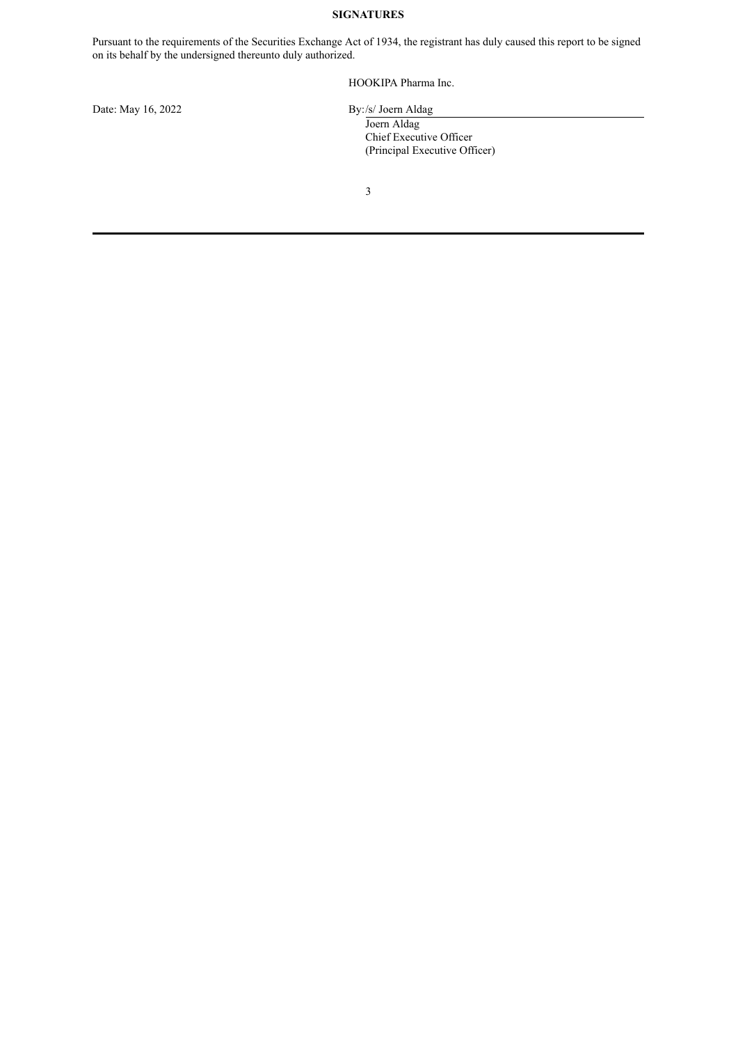**SIGNATURES**

Pursuant to the requirements of the Securities Exchange Act of 1934, the registrant has duly caused this report to be signed on its behalf by the undersigned thereunto duly authorized.

HOOKIPA Pharma Inc.

Date: May 16, 2022

By:/s/ Joern Aldag

Joern Aldag
Chief Executive Officer
(Principal Executive Officer)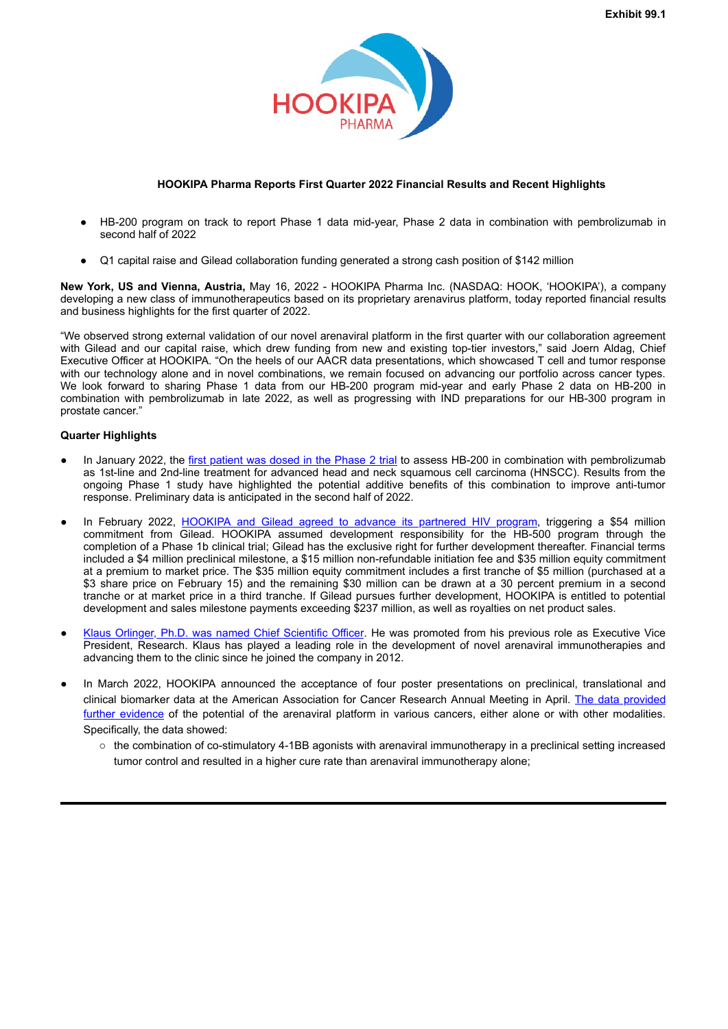Exhibit 99.1

**HOOKIPA Pharma Reports First Quarter 2022 Financial Results and Recent Highlights**

- HB-200 program on track to report Phase 1 data mid-year, Phase 2 data in combination with pembrolizumab in second half of 2022
- Q1 capital raise and Gilead collaboration funding generated a strong cash position of $142 million

**New York, US and Vienna, Austria,** May 16, 2022 - HOOKIPA Pharma Inc. (NASDAQ: HOOK, 'HOOKIPA'), a company developing a new class of immunotherapeutics based on its proprietary arenavirus platform, today reported financial results and business highlights for the first quarter of 2022.

"We observed strong external validation of our novel arenaviral platform in the first quarter with our collaboration agreement with Gilead and our capital raise, which drew funding from new and existing top-tier investors," said Joern Aldag, Chief Executive Officer at HOOKIPA. "On the heels of our AACR data presentations, which showcased T cell and tumor response with our technology alone and in novel combinations, we remain focused on advancing our portfolio across cancer types. We look forward to sharing Phase 1 data from our HB-200 program mid-year and early Phase 2 data on HB-200 in combination with pembrolizumab in late 2022, as well as progressing with IND preparations for our HB-300 program in prostate cancer."

**Quarter Highlights**

- In January 2022, the first patient was dosed in the Phase 2 trial to assess HB-200 in combination with pembrolizumab as 1st-line and 2nd-line treatment for advanced head and neck squamous cell carcinoma (HNSCC). Results from the ongoing Phase 1 study have highlighted the potential additive benefits of this combination to improve anti-tumor response. Preliminary data is anticipated in the second half of 2022.
- In February 2022, HOOKIPA and Gilead agreed to advance its partnered HIV program, triggering a $54 million commitment from Gilead. HOOKIPA assumed development responsibility for the HB-500 program through the completion of a Phase 1b clinical trial; Gilead has the exclusive right for further development thereafter. Financial terms included a $4 million preclinical milestone, a $15 million non-refundable initiation fee and $35 million equity commitment at a premium to market price. The $35 million equity commitment includes a first tranche of $5 million (purchased at a $3 share price on February 15) and the remaining $30 million can be drawn at a 30 percent premium in a second tranche or at market price in a third tranche. If Gilead pursues further development, HOOKIPA is entitled to potential development and sales milestone payments exceeding $237 million, as well as royalties on net product sales.
- Klaus Orlinger, Ph.D. was named Chief Scientific Officer. He was promoted from his previous role as Executive Vice President, Research. Klaus has played a leading role in the development of novel arenaviral immunotherapies and advancing them to the clinic since he joined the company in 2012.
- In March 2022, HOOKIPA announced the acceptance of four poster presentations on preclinical, translational and clinical biomarker data at the American Association for Cancer Research Annual Meeting in April. The data provided further evidence of the potential of the arenaviral platform in various cancers, either alone or with other modalities. Specifically, the data showed:
  - the combination of co-stimulatory 4-1BB agonists with arenaviral immunotherapy in a preclinical setting increased tumor control and resulted in a higher cure rate than arenaviral immunotherapy alone;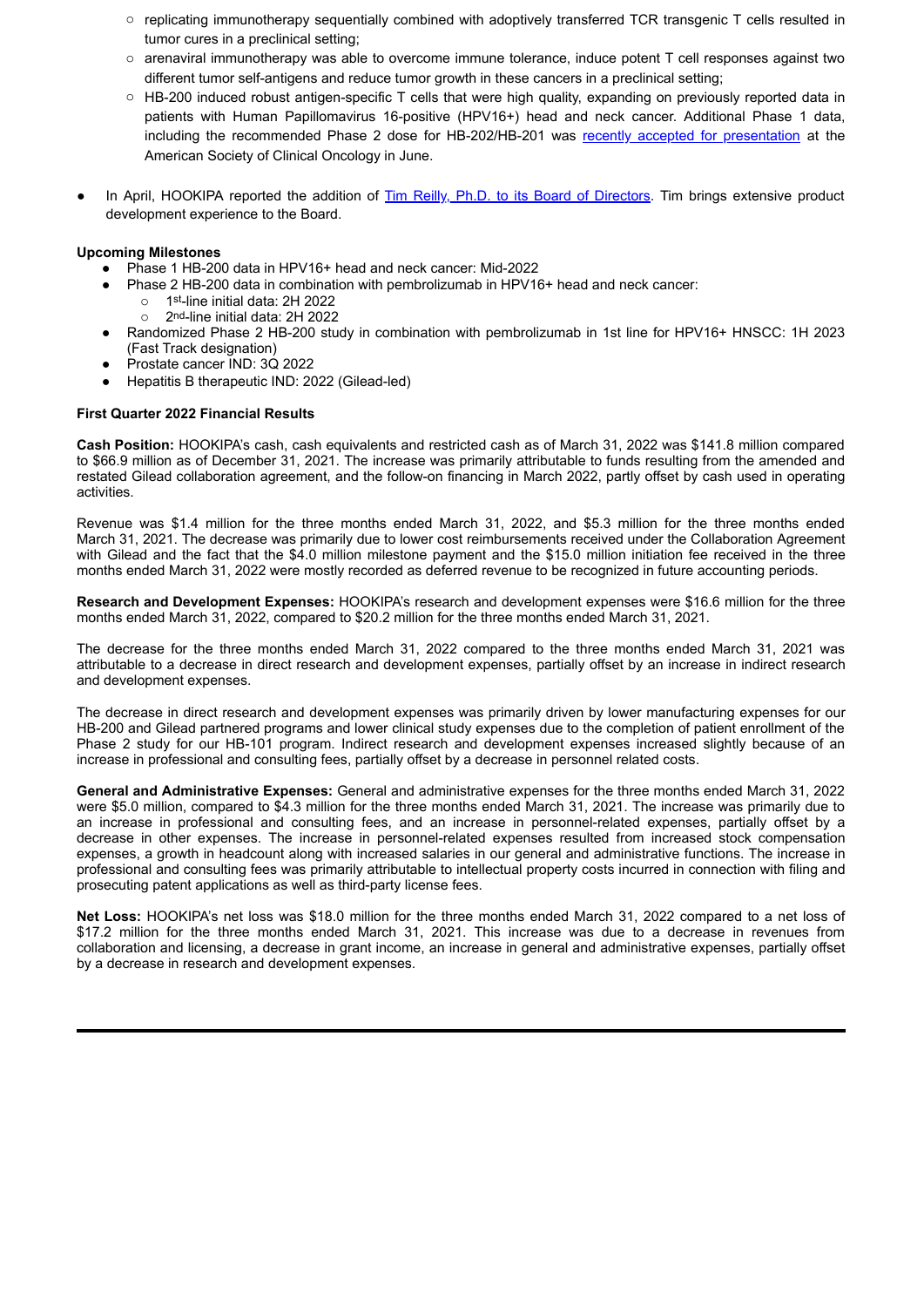- replicating immunotherapy sequentially combined with adoptively transferred TCR transgenic T cells resulted in tumor cures in a preclinical setting;
    - arenaviral immunotherapy was able to overcome immune tolerance, induce potent T cell responses against two different tumor self-antigens and reduce tumor growth in these cancers in a preclinical setting;
    - HB-200 induced robust antigen-specific T cells that were high quality, expanding on previously reported data in patients with Human Papillomavirus 16-positive (HPV16+) head and neck cancer. Additional Phase 1 data, including the recommended Phase 2 dose for HB-202/HB-201 was recently accepted for presentation at the American Society of Clinical Oncology in June.

- In April, HOOKIPA reported the addition of Tim Reilly, Ph.D. to its Board of Directors. Tim brings extensive product development experience to the Board.

**Upcoming Milestones**

- Phase 1 HB-200 data in HPV16+ head and neck cancer: Mid-2022
- Phase 2 HB-200 data in combination with pembrolizumab in HPV16+ head and neck cancer:
    - 1st-line initial data: 2H 2022
    - 2nd-line initial data: 2H 2022
- Randomized Phase 2 HB-200 study in combination with pembrolizumab in 1st line for HPV16+ HNSCC: 1H 2023 (Fast Track designation)
- Prostate cancer IND: 3Q 2022
- Hepatitis B therapeutic IND: 2022 (Gilead-led)

**First Quarter 2022 Financial Results**

**Cash Position:** HOOKIPA's cash, cash equivalents and restricted cash as of March 31, 2022 was $141.8 million compared to $66.9 million as of December 31, 2021. The increase was primarily attributable to funds resulting from the amended and restated Gilead collaboration agreement, and the follow-on financing in March 2022, partly offset by cash used in operating activities.

Revenue was $1.4 million for the three months ended March 31, 2022, and $5.3 million for the three months ended March 31, 2021. The decrease was primarily due to lower cost reimbursements received under the Collaboration Agreement with Gilead and the fact that the $4.0 million milestone payment and the $15.0 million initiation fee received in the three months ended March 31, 2022 were mostly recorded as deferred revenue to be recognized in future accounting periods.

**Research and Development Expenses:** HOOKIPA's research and development expenses were $16.6 million for the three months ended March 31, 2022, compared to $20.2 million for the three months ended March 31, 2021.

The decrease for the three months ended March 31, 2022 compared to the three months ended March 31, 2021 was attributable to a decrease in direct research and development expenses, partially offset by an increase in indirect research and development expenses.

The decrease in direct research and development expenses was primarily driven by lower manufacturing expenses for our HB-200 and Gilead partnered programs and lower clinical study expenses due to the completion of patient enrollment of the Phase 2 study for our HB-101 program. Indirect research and development expenses increased slightly because of an increase in professional and consulting fees, partially offset by a decrease in personnel related costs.

**General and Administrative Expenses:** General and administrative expenses for the three months ended March 31, 2022 were $5.0 million, compared to $4.3 million for the three months ended March 31, 2021. The increase was primarily due to an increase in professional and consulting fees, and an increase in personnel-related expenses, partially offset by a decrease in other expenses. The increase in personnel-related expenses resulted from increased stock compensation expenses, a growth in headcount along with increased salaries in our general and administrative functions. The increase in professional and consulting fees was primarily attributable to intellectual property costs incurred in connection with filing and prosecuting patent applications as well as third-party license fees.

**Net Loss:** HOOKIPA's net loss was $18.0 million for the three months ended March 31, 2022 compared to a net loss of $17.2 million for the three months ended March 31, 2021. This increase was due to a decrease in revenues from collaboration and licensing, a decrease in grant income, an increase in general and administrative expenses, partially offset by a decrease in research and development expenses.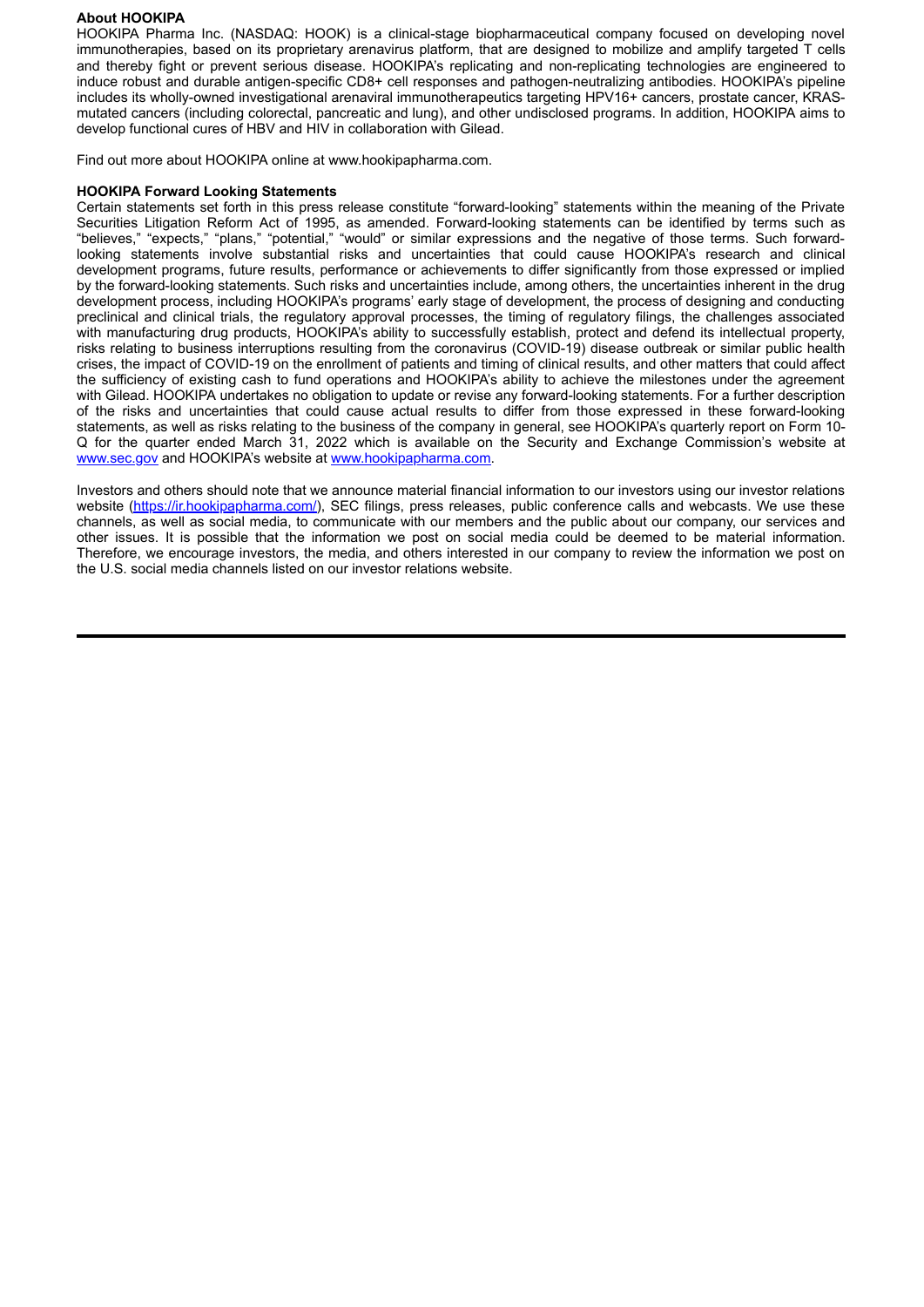**About HOOKIPA**

HOOKIPA Pharma Inc. (NASDAQ: HOOK) is a clinical-stage biopharmaceutical company focused on developing novel immunotherapies, based on its proprietary arenavirus platform, that are designed to mobilize and amplify targeted T cells and thereby fight or prevent serious disease. HOOKIPA's replicating and non-replicating technologies are engineered to induce robust and durable antigen-specific CD8+ cell responses and pathogen-neutralizing antibodies. HOOKIPA's pipeline includes its wholly-owned investigational arenaviral immunotherapeutics targeting HPV16+ cancers, prostate cancer, KRAS-mutated cancers (including colorectal, pancreatic and lung), and other undisclosed programs. In addition, HOOKIPA aims to develop functional cures of HBV and HIV in collaboration with Gilead.

Find out more about HOOKIPA online at www.hookipapharma.com.

**HOOKIPA Forward Looking Statements**

Certain statements set forth in this press release constitute "forward-looking" statements within the meaning of the Private Securities Litigation Reform Act of 1995, as amended. Forward-looking statements can be identified by terms such as "believes," "expects," "plans," "potential," "would" or similar expressions and the negative of those terms. Such forward-looking statements involve substantial risks and uncertainties that could cause HOOKIPA's research and clinical development programs, future results, performance or achievements to differ significantly from those expressed or implied by the forward-looking statements. Such risks and uncertainties include, among others, the uncertainties inherent in the drug development process, including HOOKIPA's programs' early stage of development, the process of designing and conducting preclinical and clinical trials, the regulatory approval processes, the timing of regulatory filings, the challenges associated with manufacturing drug products, HOOKIPA's ability to successfully establish, protect and defend its intellectual property, risks relating to business interruptions resulting from the coronavirus (COVID-19) disease outbreak or similar public health crises, the impact of COVID-19 on the enrollment of patients and timing of clinical results, and other matters that could affect the sufficiency of existing cash to fund operations and HOOKIPA's ability to achieve the milestones under the agreement with Gilead. HOOKIPA undertakes no obligation to update or revise any forward-looking statements. For a further description of the risks and uncertainties that could cause actual results to differ from those expressed in these forward-looking statements, as well as risks relating to the business of the company in general, see HOOKIPA's quarterly report on Form 10-Q for the quarter ended March 31, 2022 which is available on the Security and Exchange Commission's website at www.sec.gov and HOOKIPA's website at www.hookipapharma.com.

Investors and others should note that we announce material financial information to our investors using our investor relations website (https://ir.hookipapharma.com/), SEC filings, press releases, public conference calls and webcasts. We use these channels, as well as social media, to communicate with our members and the public about our company, our services and other issues. It is possible that the information we post on social media could be deemed to be material information. Therefore, we encourage investors, the media, and others interested in our company to review the information we post on the U.S. social media channels listed on our investor relations website.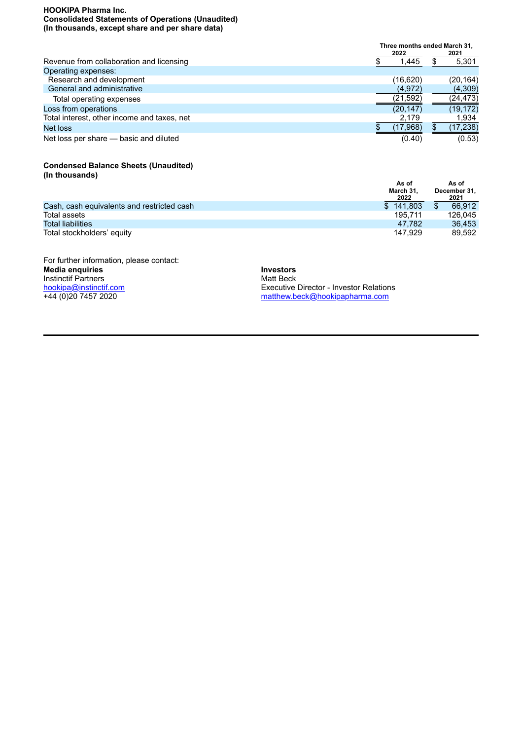**HOOKIPA Pharma Inc.**
**Consolidated Statements of Operations (Unaudited)**
**(In thousands, except share and per share data)**

| | Three months ended March 31, 2022 | Three months ended March 31, 2021 |
|---|---|---|
| Revenue from collaboration and licensing | $ 1,445 | $ 5,301 |
| Operating expenses: | | |
| Research and development | (16,620) | (20,164) |
| General and administrative | (4,972) | (4,309) |
| Total operating expenses | (21,592) | (24,473) |
| Loss from operations | (20,147) | (19,172) |
| Total interest, other income and taxes, net | 2,179 | 1,934 |
| Net loss | $ (17,968) | $ (17,238) |
| Net loss per share — basic and diluted | (0.40) | (0.53) |

**Condensed Balance Sheets (Unaudited)**
**(In thousands)**

| | As of March 31, 2022 | As of December 31, 2021 |
|---|---|---|
| Cash, cash equivalents and restricted cash | $ 141,803 | $ 66,912 |
| Total assets | 195,711 | 126,045 |
| Total liabilities | 47,782 | 36,453 |
| Total stockholders' equity | 147,929 | 89,592 |

For further information, please contact:

**Media enquiries**
Instinctif Partners
hookipa@instinctif.com
+44 (0)20 7457 2020

**Investors**
Matt Beck
Executive Director - Investor Relations
matthew.beck@hookipapharma.com